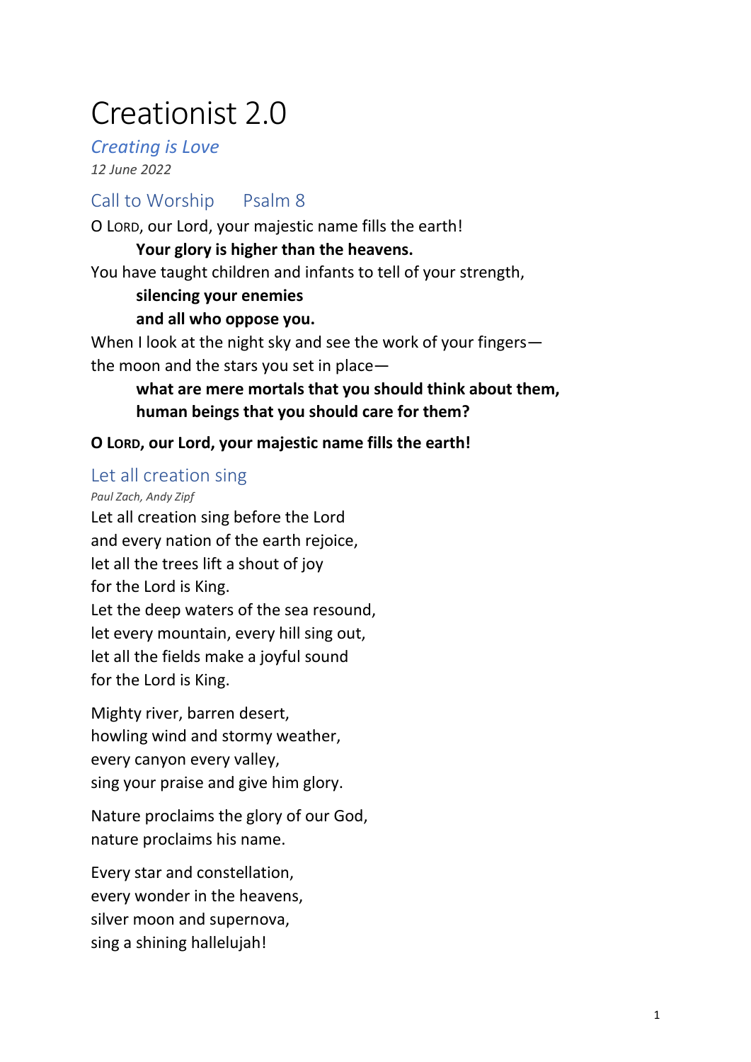# Creationist 2.0

## *Creating is Love*

*12 June 2022*

## Call to Worship    Psalm 8

O LORD, our Lord, your majestic name fills the earth!

    **Your glory is higher than the heavens.**

You have taught children and infants to tell of your strength,

    **silencing your enemies**
    **and all who oppose you.**

When I look at the night sky and see the work of your fingers—
the moon and the stars you set in place—

    **what are mere mortals that you should think about them,**
    **human beings that you should care for them?**

**O LORD, our Lord, your majestic name fills the earth!**

## Let all creation sing

*Paul Zach, Andy Zipf*

Let all creation sing before the Lord
and every nation of the earth rejoice,
let all the trees lift a shout of joy
for the Lord is King.
Let the deep waters of the sea resound,
let every mountain, every hill sing out,
let all the fields make a joyful sound
for the Lord is King.

Mighty river, barren desert,
howling wind and stormy weather,
every canyon every valley,
sing your praise and give him glory.

Nature proclaims the glory of our God,
nature proclaims his name.

Every star and constellation,
every wonder in the heavens,
silver moon and supernova,
sing a shining hallelujah!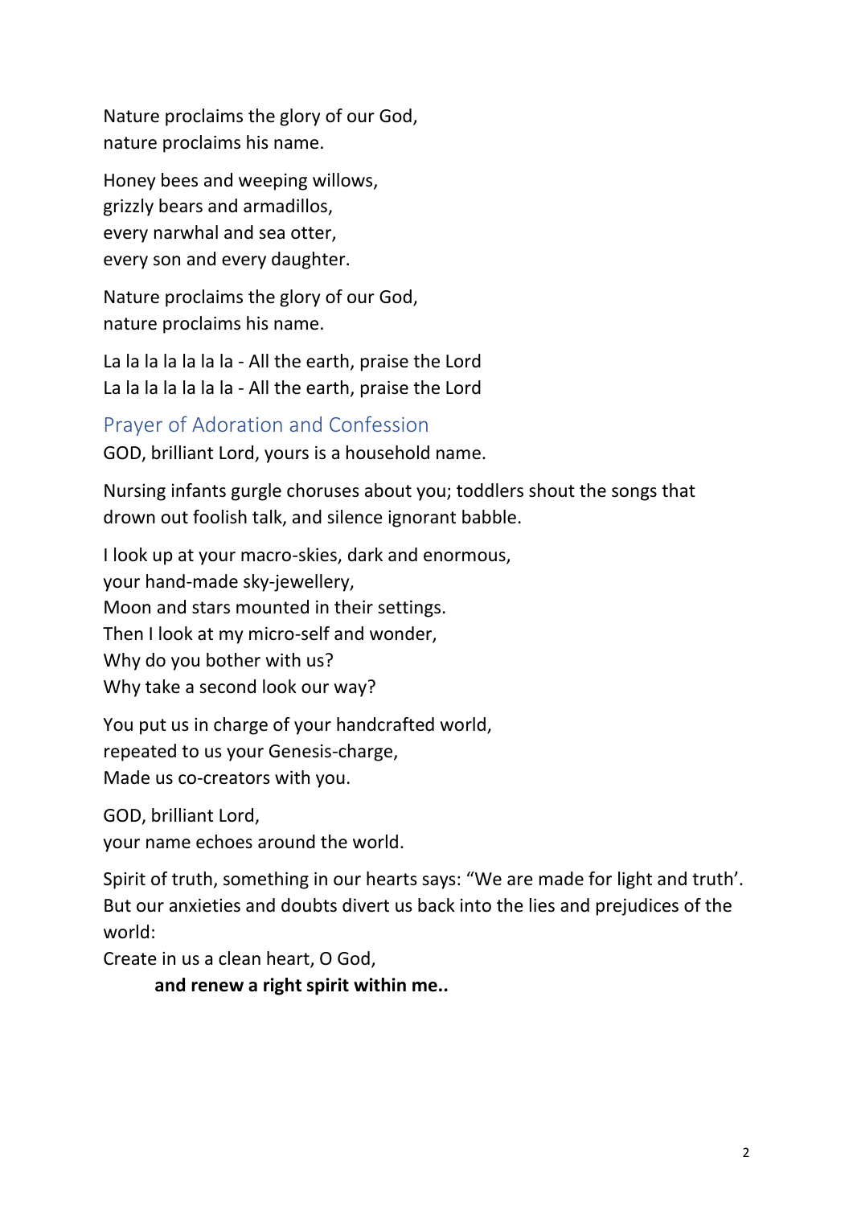Nature proclaims the glory of our God,
nature proclaims his name.

Honey bees and weeping willows,
grizzly bears and armadillos,
every narwhal and sea otter,
every son and every daughter.

Nature proclaims the glory of our God,
nature proclaims his name.

La la la la la la la - All the earth, praise the Lord
La la la la la la la - All the earth, praise the Lord

## Prayer of Adoration and Confession

GOD, brilliant Lord, yours is a household name.

Nursing infants gurgle choruses about you; toddlers shout the songs that drown out foolish talk, and silence ignorant babble.

I look up at your macro-skies, dark and enormous,
your hand-made sky-jewellery,
Moon and stars mounted in their settings.
Then I look at my micro-self and wonder,
Why do you bother with us?
Why take a second look our way?

You put us in charge of your handcrafted world,
repeated to us your Genesis-charge,
Made us co-creators with you.

GOD, brilliant Lord,
your name echoes around the world.

Spirit of truth, something in our hearts says: "We are made for light and truth'. But our anxieties and doubts divert us back into the lies and prejudices of the world:
Create in us a clean heart, O God,
	**and renew a right spirit within me..**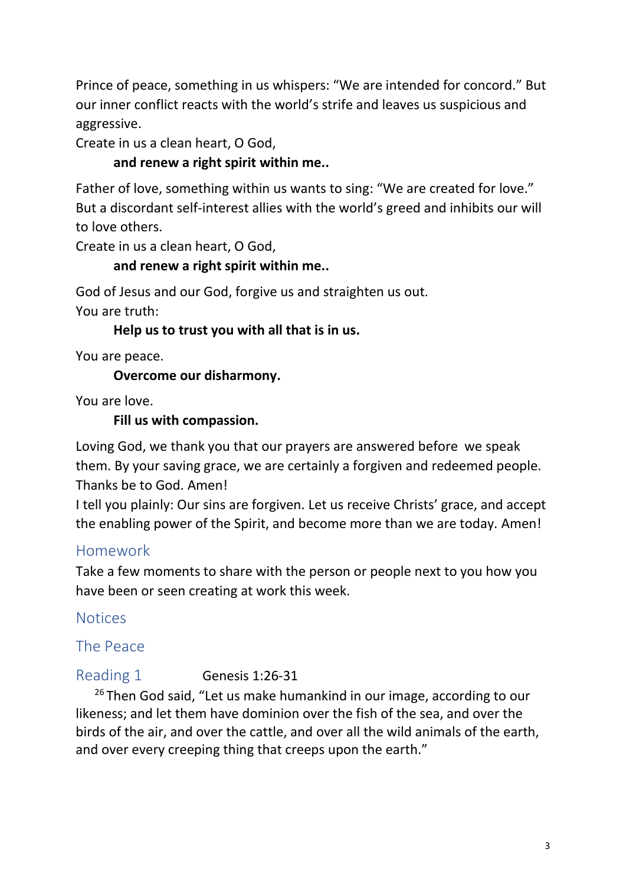Prince of peace, something in us whispers: “We are intended for concord.” But our inner conflict reacts with the world’s strife and leaves us suspicious and aggressive.
Create in us a clean heart, O God,

**and renew a right spirit within me..**

Father of love, something within us wants to sing: “We are created for love.” But a discordant self-interest allies with the world’s greed and inhibits our will to love others.
Create in us a clean heart, O God,

**and renew a right spirit within me..**

God of Jesus and our God, forgive us and straighten us out.
You are truth:

**Help us to trust you with all that is in us.**

You are peace.

**Overcome our disharmony.**

You are love.

**Fill us with compassion.**

Loving God, we thank you that our prayers are answered before we speak them. By your saving grace, we are certainly a forgiven and redeemed people. Thanks be to God. Amen!
I tell you plainly: Our sins are forgiven. Let us receive Christs’ grace, and accept the enabling power of the Spirit, and become more than we are today. Amen!

## Homework

Take a few moments to share with the person or people next to you how you have been or seen creating at work this week.

## Notices

## The Peace

## Reading 1 Genesis 1:26-31

[26] Then God said, “Let us make humankind in our image, according to our likeness; and let them have dominion over the fish of the sea, and over the birds of the air, and over the cattle, and over all the wild animals of the earth, and over every creeping thing that creeps upon the earth.”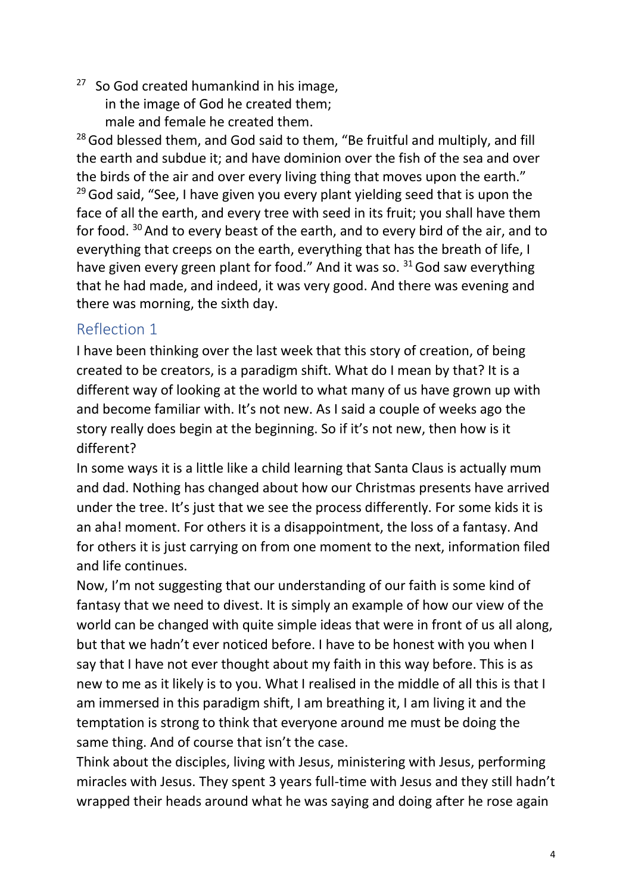[27] So God created humankind in his image,
in the image of God he created them;
male and female he created them.

[28] God blessed them, and God said to them, "Be fruitful and multiply, and fill the earth and subdue it; and have dominion over the fish of the sea and over the birds of the air and over every living thing that moves upon the earth." [29] God said, "See, I have given you every plant yielding seed that is upon the face of all the earth, and every tree with seed in its fruit; you shall have them for food. [30] And to every beast of the earth, and to every bird of the air, and to everything that creeps on the earth, everything that has the breath of life, I have given every green plant for food." And it was so. [31] God saw everything that he had made, and indeed, it was very good. And there was evening and there was morning, the sixth day.

## Reflection 1

I have been thinking over the last week that this story of creation, of being created to be creators, is a paradigm shift. What do I mean by that? It is a different way of looking at the world to what many of us have grown up with and become familiar with. It's not new. As I said a couple of weeks ago the story really does begin at the beginning. So if it's not new, then how is it different?

In some ways it is a little like a child learning that Santa Claus is actually mum and dad. Nothing has changed about how our Christmas presents have arrived under the tree. It's just that we see the process differently. For some kids it is an aha! moment. For others it is a disappointment, the loss of a fantasy. And for others it is just carrying on from one moment to the next, information filed and life continues.

Now, I'm not suggesting that our understanding of our faith is some kind of fantasy that we need to divest. It is simply an example of how our view of the world can be changed with quite simple ideas that were in front of us all along, but that we hadn't ever noticed before. I have to be honest with you when I say that I have not ever thought about my faith in this way before. This is as new to me as it likely is to you. What I realised in the middle of all this is that I am immersed in this paradigm shift, I am breathing it, I am living it and the temptation is strong to think that everyone around me must be doing the same thing. And of course that isn't the case.

Think about the disciples, living with Jesus, ministering with Jesus, performing miracles with Jesus. They spent 3 years full-time with Jesus and they still hadn't wrapped their heads around what he was saying and doing after he rose again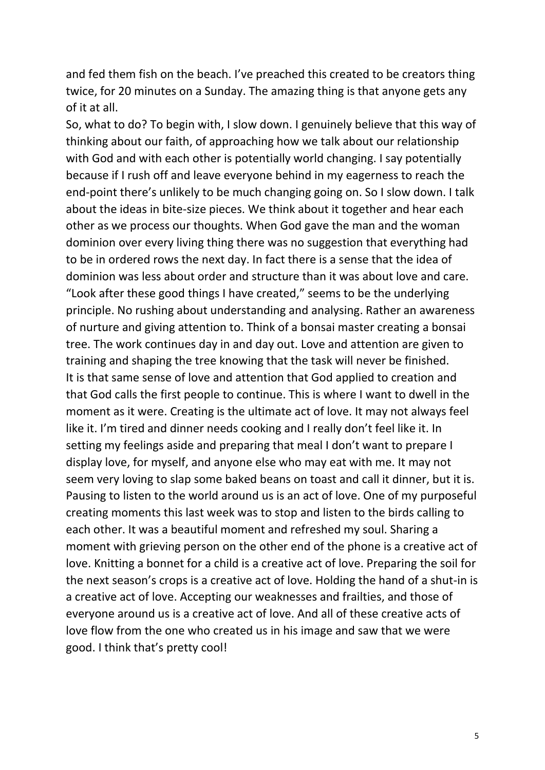and fed them fish on the beach. I've preached this created to be creators thing twice, for 20 minutes on a Sunday. The amazing thing is that anyone gets any of it at all.

So, what to do? To begin with, I slow down. I genuinely believe that this way of thinking about our faith, of approaching how we talk about our relationship with God and with each other is potentially world changing. I say potentially because if I rush off and leave everyone behind in my eagerness to reach the end-point there's unlikely to be much changing going on. So I slow down. I talk about the ideas in bite-size pieces. We think about it together and hear each other as we process our thoughts. When God gave the man and the woman dominion over every living thing there was no suggestion that everything had to be in ordered rows the next day. In fact there is a sense that the idea of dominion was less about order and structure than it was about love and care. "Look after these good things I have created," seems to be the underlying principle. No rushing about understanding and analysing. Rather an awareness of nurture and giving attention to. Think of a bonsai master creating a bonsai tree. The work continues day in and day out. Love and attention are given to training and shaping the tree knowing that the task will never be finished.

It is that same sense of love and attention that God applied to creation and that God calls the first people to continue. This is where I want to dwell in the moment as it were. Creating is the ultimate act of love. It may not always feel like it. I'm tired and dinner needs cooking and I really don't feel like it. In setting my feelings aside and preparing that meal I don't want to prepare I display love, for myself, and anyone else who may eat with me. It may not seem very loving to slap some baked beans on toast and call it dinner, but it is. Pausing to listen to the world around us is an act of love. One of my purposeful creating moments this last week was to stop and listen to the birds calling to each other. It was a beautiful moment and refreshed my soul. Sharing a moment with grieving person on the other end of the phone is a creative act of love. Knitting a bonnet for a child is a creative act of love. Preparing the soil for the next season's crops is a creative act of love. Holding the hand of a shut-in is a creative act of love. Accepting our weaknesses and frailties, and those of everyone around us is a creative act of love. And all of these creative acts of love flow from the one who created us in his image and saw that we were good. I think that's pretty cool!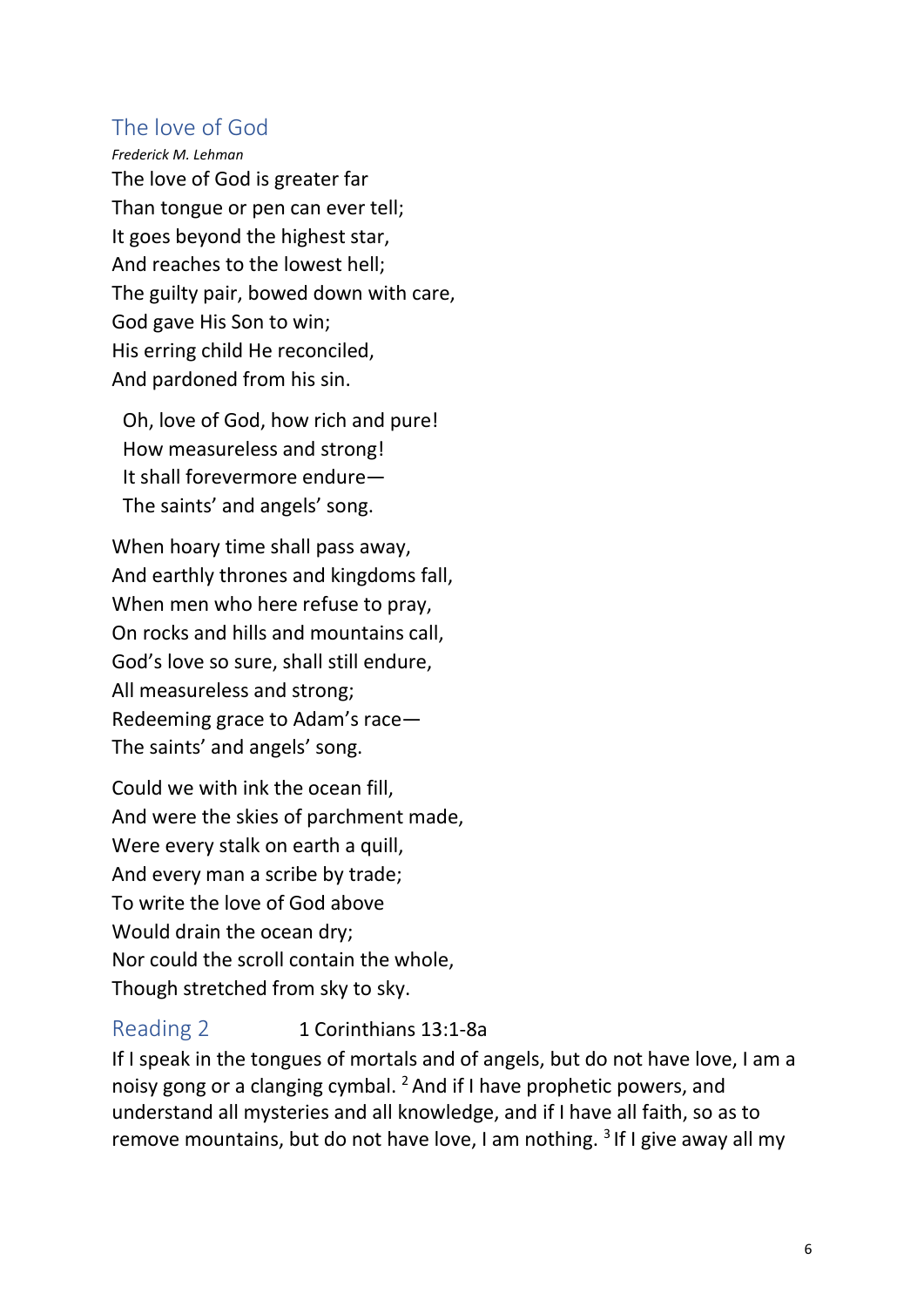## The love of God

*Frederick M. Lehman*

The love of God is greater far
Than tongue or pen can ever tell;
It goes beyond the highest star,
And reaches to the lowest hell;
The guilty pair, bowed down with care,
God gave His Son to win;
His erring child He reconciled,
And pardoned from his sin.

Oh, love of God, how rich and pure!
How measureless and strong!
It shall forevermore endure—
The saints' and angels' song.

When hoary time shall pass away,
And earthly thrones and kingdoms fall,
When men who here refuse to pray,
On rocks and hills and mountains call,
God's love so sure, shall still endure,
All measureless and strong;
Redeeming grace to Adam's race—
The saints' and angels' song.

Could we with ink the ocean fill,
And were the skies of parchment made,
Were every stalk on earth a quill,
And every man a scribe by trade;
To write the love of God above
Would drain the ocean dry;
Nor could the scroll contain the whole,
Though stretched from sky to sky.

## Reading 2 — 1 Corinthians 13:1-8a

If I speak in the tongues of mortals and of angels, but do not have love, I am a noisy gong or a clanging cymbal. [2] And if I have prophetic powers, and understand all mysteries and all knowledge, and if I have all faith, so as to remove mountains, but do not have love, I am nothing. [3] If I give away all my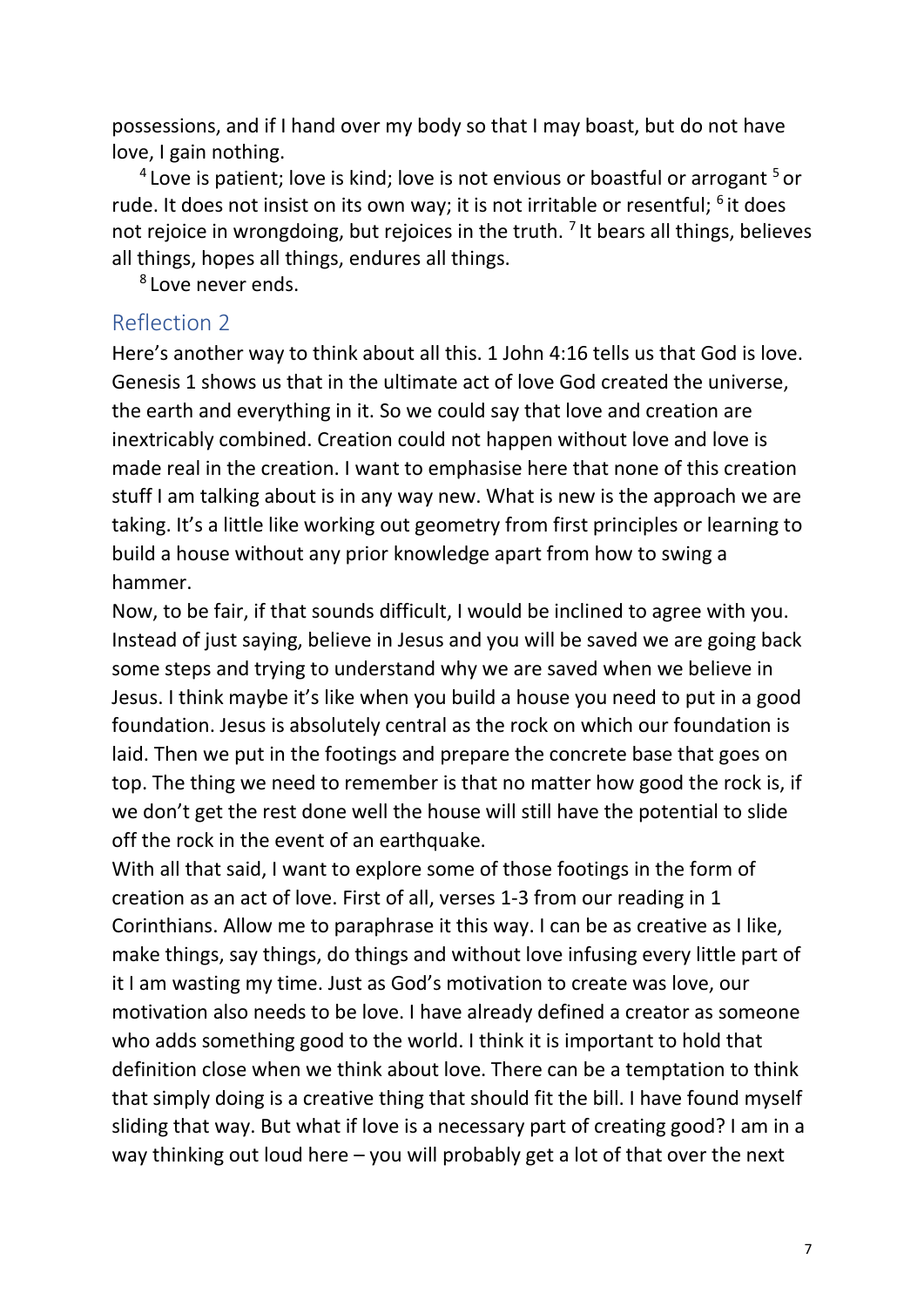possessions, and if I hand over my body so that I may boast, but do not have love, I gain nothing.

[4] Love is patient; love is kind; love is not envious or boastful or arrogant [5] or rude. It does not insist on its own way; it is not irritable or resentful; [6] it does not rejoice in wrongdoing, but rejoices in the truth. [7] It bears all things, believes all things, hopes all things, endures all things.

[8] Love never ends.

## Reflection 2

Here's another way to think about all this. 1 John 4:16 tells us that God is love. Genesis 1 shows us that in the ultimate act of love God created the universe, the earth and everything in it. So we could say that love and creation are inextricably combined. Creation could not happen without love and love is made real in the creation. I want to emphasise here that none of this creation stuff I am talking about is in any way new. What is new is the approach we are taking. It's a little like working out geometry from first principles or learning to build a house without any prior knowledge apart from how to swing a hammer.

Now, to be fair, if that sounds difficult, I would be inclined to agree with you. Instead of just saying, believe in Jesus and you will be saved we are going back some steps and trying to understand why we are saved when we believe in Jesus. I think maybe it's like when you build a house you need to put in a good foundation. Jesus is absolutely central as the rock on which our foundation is laid. Then we put in the footings and prepare the concrete base that goes on top. The thing we need to remember is that no matter how good the rock is, if we don't get the rest done well the house will still have the potential to slide off the rock in the event of an earthquake.

With all that said, I want to explore some of those footings in the form of creation as an act of love. First of all, verses 1-3 from our reading in 1 Corinthians. Allow me to paraphrase it this way. I can be as creative as I like, make things, say things, do things and without love infusing every little part of it I am wasting my time. Just as God's motivation to create was love, our motivation also needs to be love. I have already defined a creator as someone who adds something good to the world. I think it is important to hold that definition close when we think about love. There can be a temptation to think that simply doing is a creative thing that should fit the bill. I have found myself sliding that way. But what if love is a necessary part of creating good? I am in a way thinking out loud here – you will probably get a lot of that over the next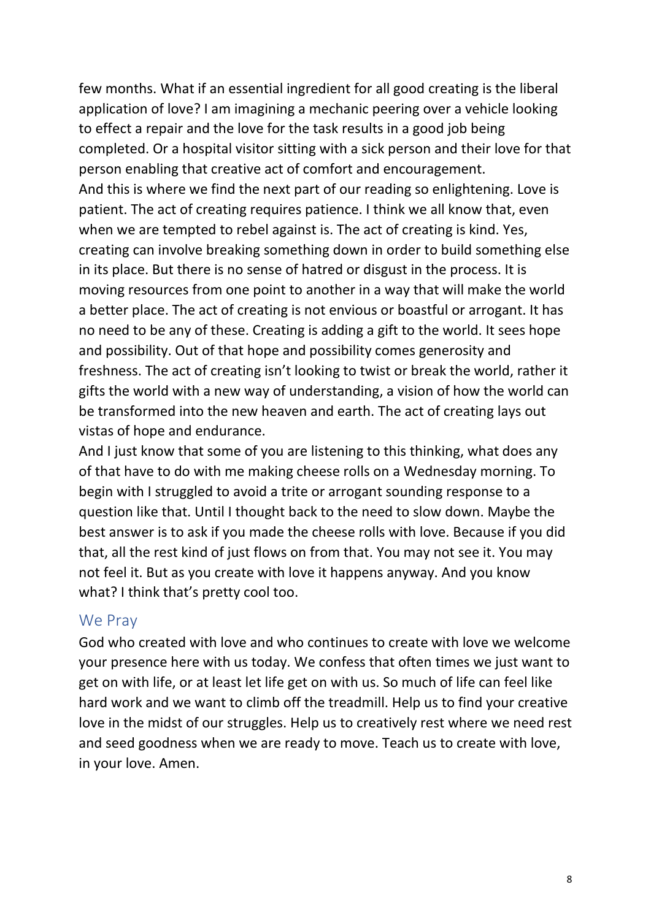few months. What if an essential ingredient for all good creating is the liberal application of love? I am imagining a mechanic peering over a vehicle looking to effect a repair and the love for the task results in a good job being completed. Or a hospital visitor sitting with a sick person and their love for that person enabling that creative act of comfort and encouragement.
And this is where we find the next part of our reading so enlightening. Love is patient. The act of creating requires patience. I think we all know that, even when we are tempted to rebel against is. The act of creating is kind. Yes, creating can involve breaking something down in order to build something else in its place. But there is no sense of hatred or disgust in the process. It is moving resources from one point to another in a way that will make the world a better place. The act of creating is not envious or boastful or arrogant. It has no need to be any of these. Creating is adding a gift to the world. It sees hope and possibility. Out of that hope and possibility comes generosity and freshness. The act of creating isn't looking to twist or break the world, rather it gifts the world with a new way of understanding, a vision of how the world can be transformed into the new heaven and earth. The act of creating lays out vistas of hope and endurance.
And I just know that some of you are listening to this thinking, what does any of that have to do with me making cheese rolls on a Wednesday morning. To begin with I struggled to avoid a trite or arrogant sounding response to a question like that. Until I thought back to the need to slow down. Maybe the best answer is to ask if you made the cheese rolls with love. Because if you did that, all the rest kind of just flows on from that. You may not see it. You may not feel it. But as you create with love it happens anyway. And you know what? I think that's pretty cool too.

## We Pray

God who created with love and who continues to create with love we welcome your presence here with us today. We confess that often times we just want to get on with life, or at least let life get on with us. So much of life can feel like hard work and we want to climb off the treadmill. Help us to find your creative love in the midst of our struggles. Help us to creatively rest where we need rest and seed goodness when we are ready to move. Teach us to create with love, in your love. Amen.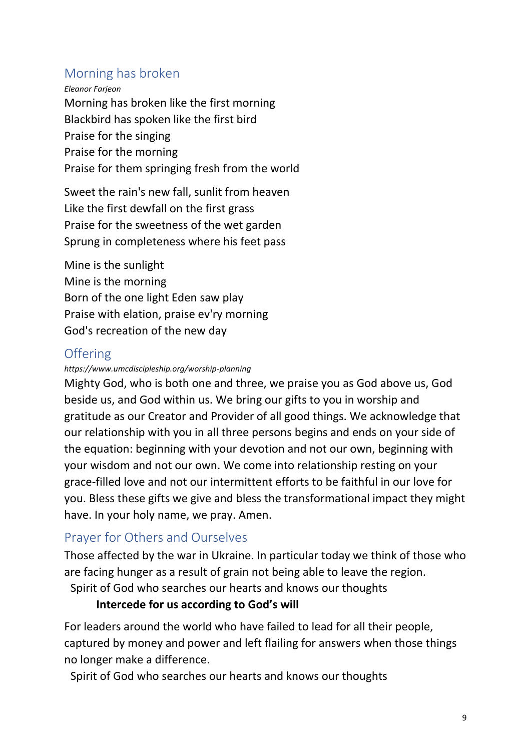## Morning has broken

*Eleanor Farjeon*

Morning has broken like the first morning
Blackbird has spoken like the first bird
Praise for the singing
Praise for the morning
Praise for them springing fresh from the world

Sweet the rain's new fall, sunlit from heaven
Like the first dewfall on the first grass
Praise for the sweetness of the wet garden
Sprung in completeness where his feet pass

Mine is the sunlight
Mine is the morning
Born of the one light Eden saw play
Praise with elation, praise ev'ry morning
God's recreation of the new day

## Offering

*https://www.umcdiscipleship.org/worship-planning*

Mighty God, who is both one and three, we praise you as God above us, God beside us, and God within us. We bring our gifts to you in worship and gratitude as our Creator and Provider of all good things. We acknowledge that our relationship with you in all three persons begins and ends on your side of the equation: beginning with your devotion and not our own, beginning with your wisdom and not our own. We come into relationship resting on your grace-filled love and not our intermittent efforts to be faithful in our love for you. Bless these gifts we give and bless the transformational impact they might have. In your holy name, we pray. Amen.

## Prayer for Others and Ourselves

Those affected by the war in Ukraine. In particular today we think of those who are facing hunger as a result of grain not being able to leave the region.

Spirit of God who searches our hearts and knows our thoughts

**Intercede for us according to God's will**

For leaders around the world who have failed to lead for all their people, captured by money and power and left flailing for answers when those things no longer make a difference.

Spirit of God who searches our hearts and knows our thoughts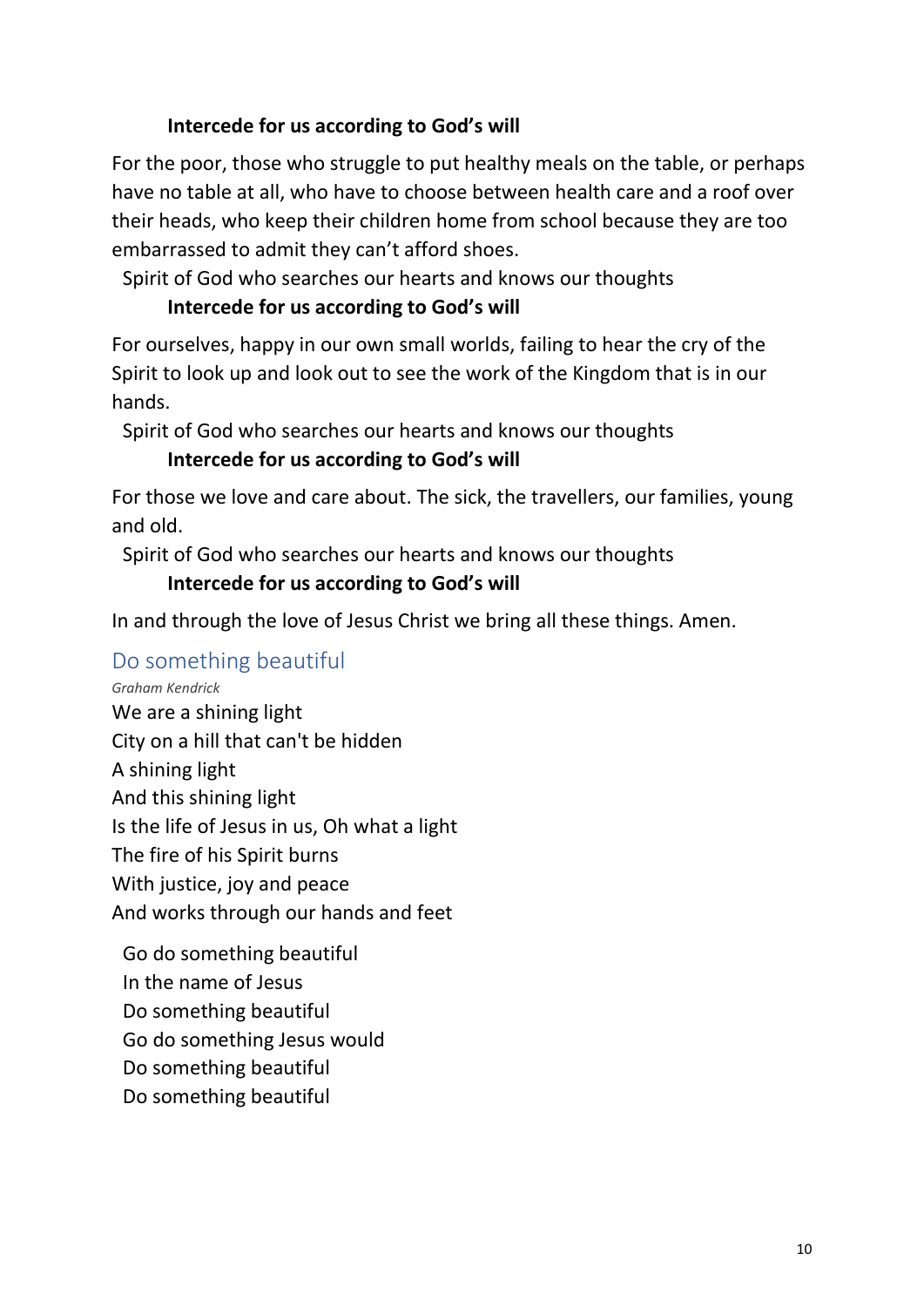**Intercede for us according to God's will**

For the poor, those who struggle to put healthy meals on the table, or perhaps have no table at all, who have to choose between health care and a roof over their heads, who keep their children home from school because they are too embarrassed to admit they can't afford shoes.

Spirit of God who searches our hearts and knows our thoughts
**Intercede for us according to God's will**

For ourselves, happy in our own small worlds, failing to hear the cry of the Spirit to look up and look out to see the work of the Kingdom that is in our hands.

Spirit of God who searches our hearts and knows our thoughts
**Intercede for us according to God's will**

For those we love and care about. The sick, the travellers, our families, young and old.

Spirit of God who searches our hearts and knows our thoughts
**Intercede for us according to God's will**

In and through the love of Jesus Christ we bring all these things. Amen.

## Do something beautiful

*Graham Kendrick*

We are a shining light
City on a hill that can't be hidden
A shining light
And this shining light
Is the life of Jesus in us, Oh what a light
The fire of his Spirit burns
With justice, joy and peace
And works through our hands and feet

Go do something beautiful
In the name of Jesus
Do something beautiful
Go do something Jesus would
Do something beautiful
Do something beautiful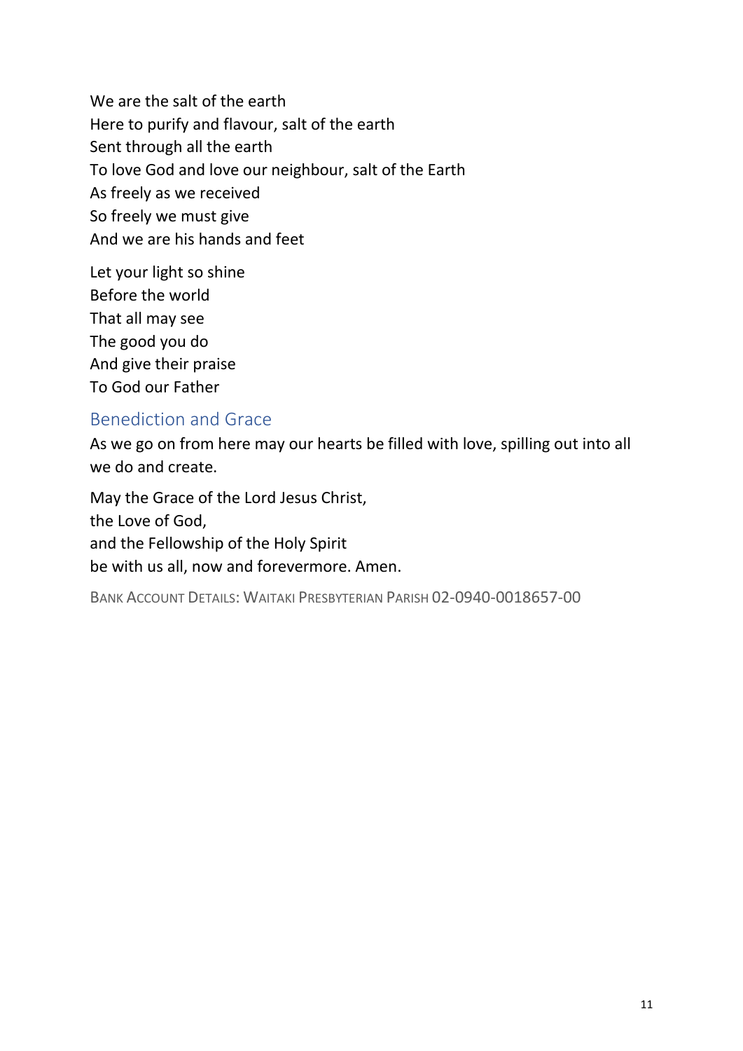We are the salt of the earth
Here to purify and flavour, salt of the earth
Sent through all the earth
To love God and love our neighbour, salt of the Earth
As freely as we received
So freely we must give
And we are his hands and feet

Let your light so shine
Before the world
That all may see
The good you do
And give their praise
To God our Father

## Benediction and Grace

As we go on from here may our hearts be filled with love, spilling out into all we do and create.

May the Grace of the Lord Jesus Christ,
the Love of God,
and the Fellowship of the Holy Spirit
be with us all, now and forevermore. Amen.

BANK ACCOUNT DETAILS: WAITAKI PRESBYTERIAN PARISH 02-0940-0018657-00